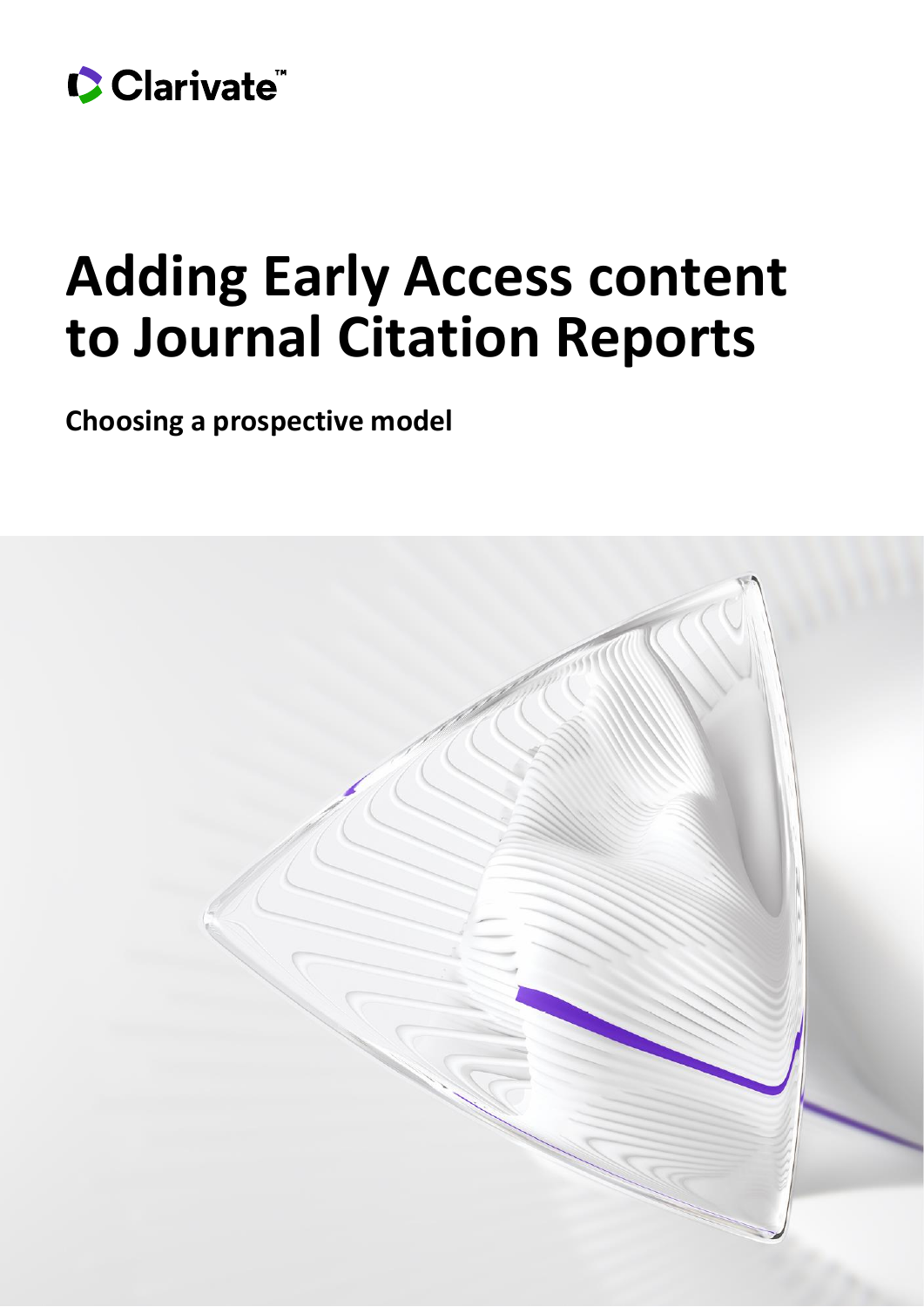Clarivate™

# Adding Early Access content to Journal Citation Reports

**Choosing a prospective model**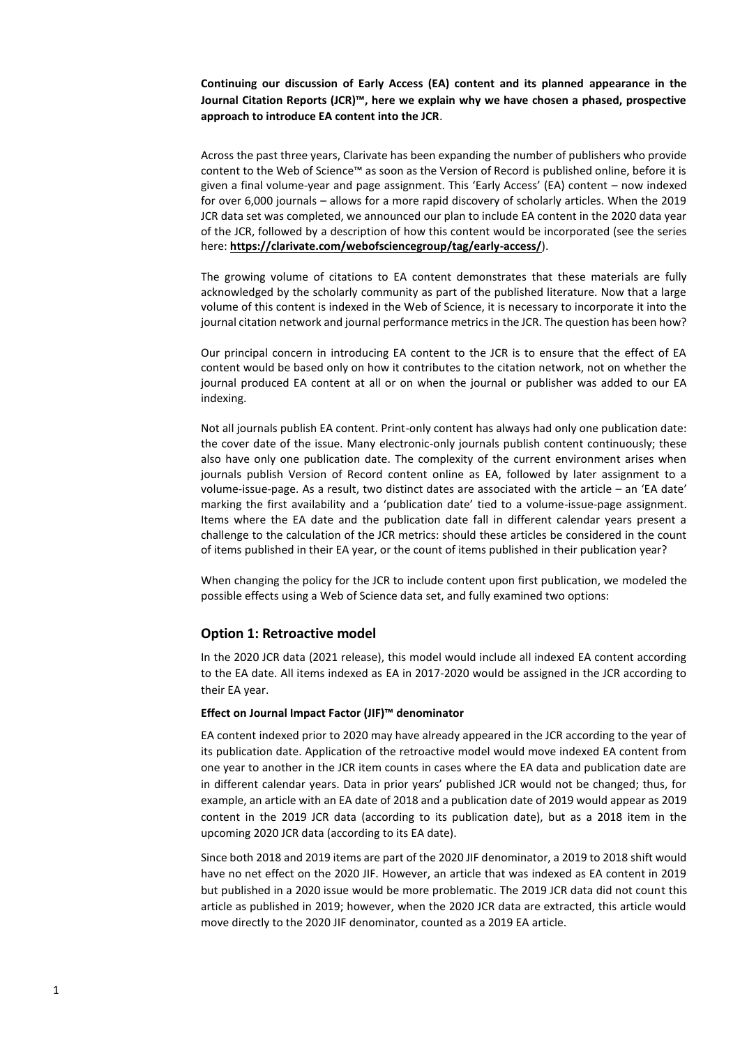**Continuing our discussion of Early Access (EA) content and its planned appearance in the Journal Citation Reports (JCR)™, here we explain why we have chosen a phased, prospective approach to introduce EA content into the JCR**.

Across the past three years, Clarivate has been expanding the number of publishers who provide content to the Web of Science™ as soon as the Version of Record is published online, before it is given a final volume-year and page assignment. This 'Early Access' (EA) content – now indexed for over 6,000 journals – allows for a more rapid discovery of scholarly articles. When the 2019 JCR data set was completed, we announced our plan to include EA content in the 2020 data year of the JCR, followed by a description of how this content would be incorporated (see the series here: **https://clarivate.com/webofsciencegroup/tag/early-access/**).

The growing volume of citations to EA content demonstrates that these materials are fully acknowledged by the scholarly community as part of the published literature. Now that a large volume of this content is indexed in the Web of Science, it is necessary to incorporate it into the journal citation network and journal performance metrics in the JCR. The question has been how?

Our principal concern in introducing EA content to the JCR is to ensure that the effect of EA content would be based only on how it contributes to the citation network, not on whether the journal produced EA content at all or on when the journal or publisher was added to our EA indexing.

Not all journals publish EA content. Print-only content has always had only one publication date: the cover date of the issue. Many electronic-only journals publish content continuously; these also have only one publication date. The complexity of the current environment arises when journals publish Version of Record content online as EA, followed by later assignment to a volume-issue-page. As a result, two distinct dates are associated with the article – an 'EA date' marking the first availability and a 'publication date' tied to a volume-issue-page assignment. Items where the EA date and the publication date fall in different calendar years present a challenge to the calculation of the JCR metrics: should these articles be considered in the count of items published in their EA year, or the count of items published in their publication year?

When changing the policy for the JCR to include content upon first publication, we modeled the possible effects using a Web of Science data set, and fully examined two options:

## Option 1: Retroactive model

In the 2020 JCR data (2021 release), this model would include all indexed EA content according to the EA date. All items indexed as EA in 2017-2020 would be assigned in the JCR according to their EA year.

**Effect on Journal Impact Factor (JIF)™ denominator**

EA content indexed prior to 2020 may have already appeared in the JCR according to the year of its publication date. Application of the retroactive model would move indexed EA content from one year to another in the JCR item counts in cases where the EA data and publication date are in different calendar years. Data in prior years' published JCR would not be changed; thus, for example, an article with an EA date of 2018 and a publication date of 2019 would appear as 2019 content in the 2019 JCR data (according to its publication date), but as a 2018 item in the upcoming 2020 JCR data (according to its EA date).

Since both 2018 and 2019 items are part of the 2020 JIF denominator, a 2019 to 2018 shift would have no net effect on the 2020 JIF. However, an article that was indexed as EA content in 2019 but published in a 2020 issue would be more problematic. The 2019 JCR data did not count this article as published in 2019; however, when the 2020 JCR data are extracted, this article would move directly to the 2020 JIF denominator, counted as a 2019 EA article.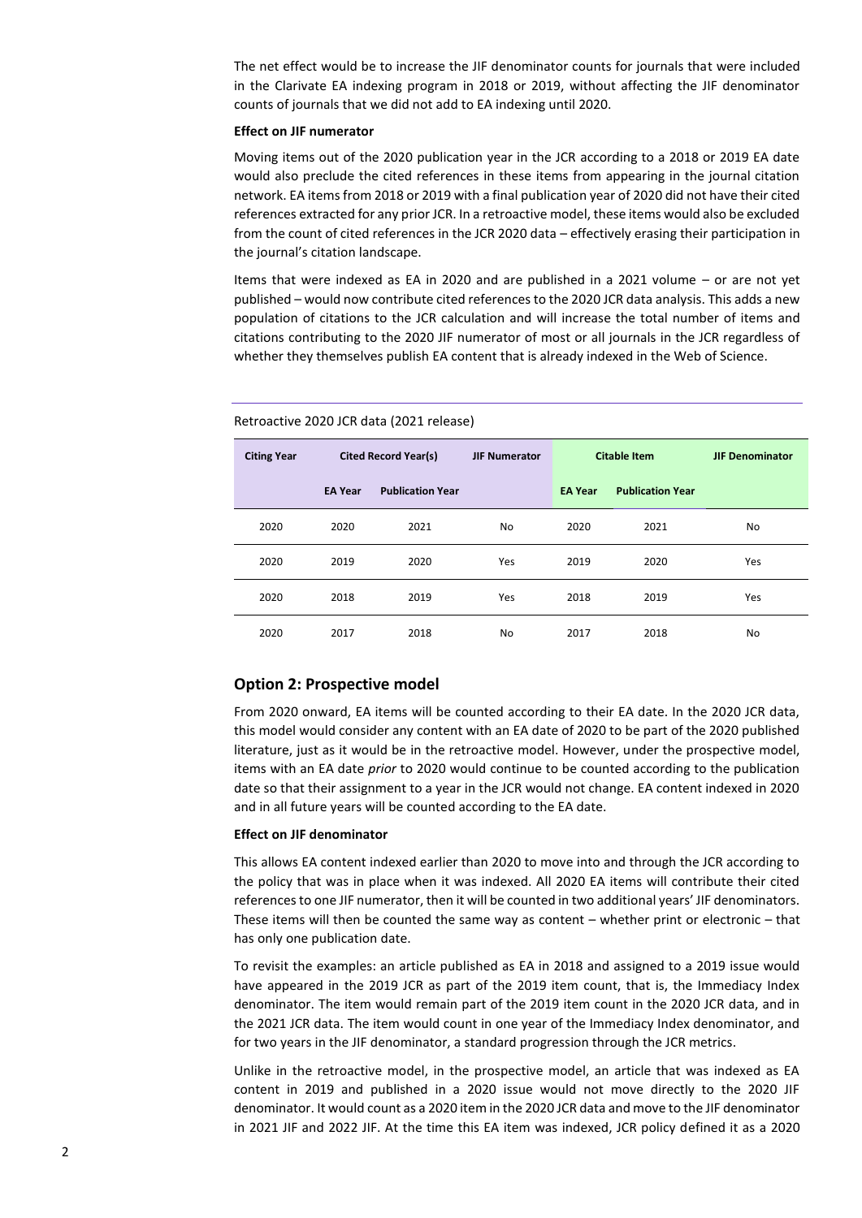The net effect would be to increase the JIF denominator counts for journals that were included in the Clarivate EA indexing program in 2018 or 2019, without affecting the JIF denominator counts of journals that we did not add to EA indexing until 2020.

**Effect on JIF numerator**

Moving items out of the 2020 publication year in the JCR according to a 2018 or 2019 EA date would also preclude the cited references in these items from appearing in the journal citation network. EA items from 2018 or 2019 with a final publication year of 2020 did not have their cited references extracted for any prior JCR. In a retroactive model, these items would also be excluded from the count of cited references in the JCR 2020 data – effectively erasing their participation in the journal's citation landscape.

Items that were indexed as EA in 2020 and are published in a 2021 volume – or are not yet published – would now contribute cited references to the 2020 JCR data analysis. This adds a new population of citations to the JCR calculation and will increase the total number of items and citations contributing to the 2020 JIF numerator of most or all journals in the JCR regardless of whether they themselves publish EA content that is already indexed in the Web of Science.

Retroactive 2020 JCR data (2021 release)

| Citing Year | Cited Record Year(s) | | JIF Numerator | Citable Item | | JIF Denominator |
|---|---|---|---|---|---|---|
| | EA Year | Publication Year | | EA Year | Publication Year | |
| 2020 | 2020 | 2021 | No | 2020 | 2021 | No |
| 2020 | 2019 | 2020 | Yes | 2019 | 2020 | Yes |
| 2020 | 2018 | 2019 | Yes | 2018 | 2019 | Yes |
| 2020 | 2017 | 2018 | No | 2017 | 2018 | No |

## Option 2: Prospective model

From 2020 onward, EA items will be counted according to their EA date. In the 2020 JCR data, this model would consider any content with an EA date of 2020 to be part of the 2020 published literature, just as it would be in the retroactive model. However, under the prospective model, items with an EA date *prior* to 2020 would continue to be counted according to the publication date so that their assignment to a year in the JCR would not change. EA content indexed in 2020 and in all future years will be counted according to the EA date.

**Effect on JIF denominator**

This allows EA content indexed earlier than 2020 to move into and through the JCR according to the policy that was in place when it was indexed. All 2020 EA items will contribute their cited references to one JIF numerator, then it will be counted in two additional years' JIF denominators. These items will then be counted the same way as content – whether print or electronic – that has only one publication date.

To revisit the examples: an article published as EA in 2018 and assigned to a 2019 issue would have appeared in the 2019 JCR as part of the 2019 item count, that is, the Immediacy Index denominator. The item would remain part of the 2019 item count in the 2020 JCR data, and in the 2021 JCR data. The item would count in one year of the Immediacy Index denominator, and for two years in the JIF denominator, a standard progression through the JCR metrics.

Unlike in the retroactive model, in the prospective model, an article that was indexed as EA content in 2019 and published in a 2020 issue would not move directly to the 2020 JIF denominator. It would count as a 2020 item in the 2020 JCR data and move to the JIF denominator in 2021 JIF and 2022 JIF. At the time this EA item was indexed, JCR policy defined it as a 2020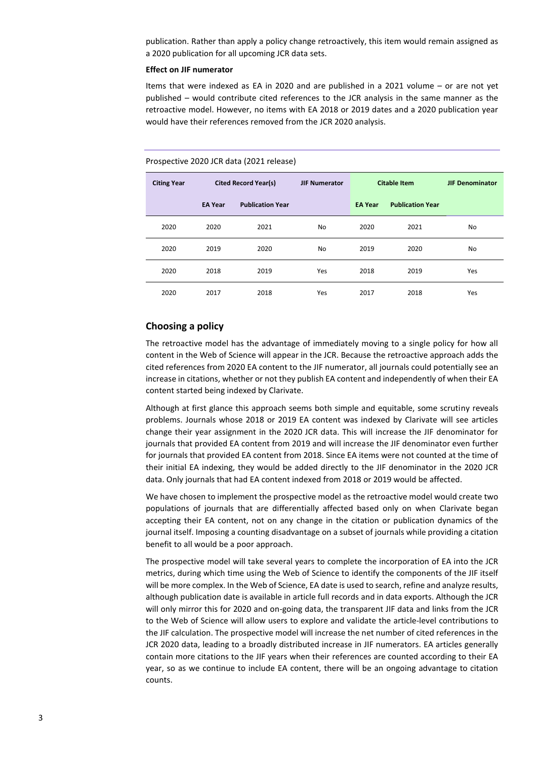publication. Rather than apply a policy change retroactively, this item would remain assigned as a 2020 publication for all upcoming JCR data sets.

**Effect on JIF numerator**

Items that were indexed as EA in 2020 and are published in a 2021 volume – or are not yet published – would contribute cited references to the JCR analysis in the same manner as the retroactive model. However, no items with EA 2018 or 2019 dates and a 2020 publication year would have their references removed from the JCR 2020 analysis.

Prospective 2020 JCR data (2021 release)

| Citing Year | Cited Record Year(s) | | JIF Numerator | Citable Item | | JIF Denominator |
|---|---|---|---|---|---|---|
| | EA Year | Publication Year | | EA Year | Publication Year | |
| 2020 | 2020 | 2021 | No | 2020 | 2021 | No |
| 2020 | 2019 | 2020 | No | 2019 | 2020 | No |
| 2020 | 2018 | 2019 | Yes | 2018 | 2019 | Yes |
| 2020 | 2017 | 2018 | Yes | 2017 | 2018 | Yes |

## Choosing a policy

The retroactive model has the advantage of immediately moving to a single policy for how all content in the Web of Science will appear in the JCR. Because the retroactive approach adds the cited references from 2020 EA content to the JIF numerator, all journals could potentially see an increase in citations, whether or not they publish EA content and independently of when their EA content started being indexed by Clarivate.

Although at first glance this approach seems both simple and equitable, some scrutiny reveals problems. Journals whose 2018 or 2019 EA content was indexed by Clarivate will see articles change their year assignment in the 2020 JCR data. This will increase the JIF denominator for journals that provided EA content from 2019 and will increase the JIF denominator even further for journals that provided EA content from 2018. Since EA items were not counted at the time of their initial EA indexing, they would be added directly to the JIF denominator in the 2020 JCR data. Only journals that had EA content indexed from 2018 or 2019 would be affected.

We have chosen to implement the prospective model as the retroactive model would create two populations of journals that are differentially affected based only on when Clarivate began accepting their EA content, not on any change in the citation or publication dynamics of the journal itself. Imposing a counting disadvantage on a subset of journals while providing a citation benefit to all would be a poor approach.

The prospective model will take several years to complete the incorporation of EA into the JCR metrics, during which time using the Web of Science to identify the components of the JIF itself will be more complex. In the Web of Science, EA date is used to search, refine and analyze results, although publication date is available in article full records and in data exports. Although the JCR will only mirror this for 2020 and on-going data, the transparent JIF data and links from the JCR to the Web of Science will allow users to explore and validate the article-level contributions to the JIF calculation. The prospective model will increase the net number of cited references in the JCR 2020 data, leading to a broadly distributed increase in JIF numerators. EA articles generally contain more citations to the JIF years when their references are counted according to their EA year, so as we continue to include EA content, there will be an ongoing advantage to citation counts.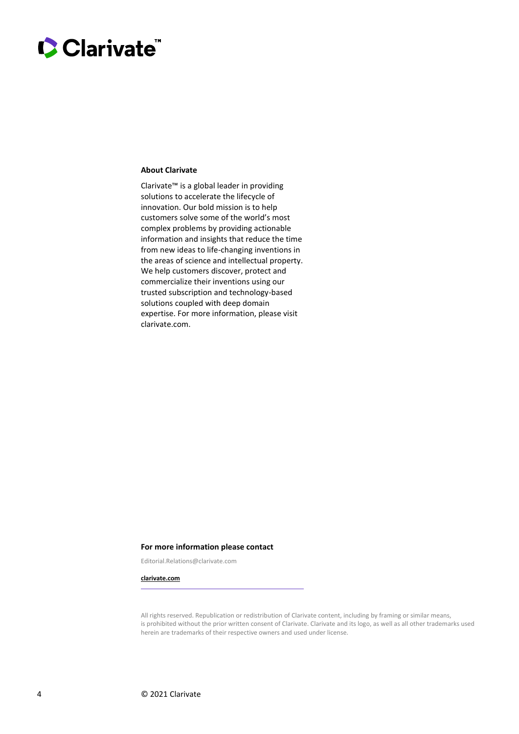Clarivate™

**About Clarivate**

Clarivate™ is a global leader in providing solutions to accelerate the lifecycle of innovation. Our bold mission is to help customers solve some of the world's most complex problems by providing actionable information and insights that reduce the time from new ideas to life-changing inventions in the areas of science and intellectual property. We help customers discover, protect and commercialize their inventions using our trusted subscription and technology-based solutions coupled with deep domain expertise. For more information, please visit clarivate.com.

**For more information please contact**

Editorial.Relations@clarivate.com

**clarivate.com**

All rights reserved. Republication or redistribution of Clarivate content, including by framing or similar means, is prohibited without the prior written consent of Clarivate. Clarivate and its logo, as well as all other trademarks used herein are trademarks of their respective owners and used under license.

© 2021 Clarivate